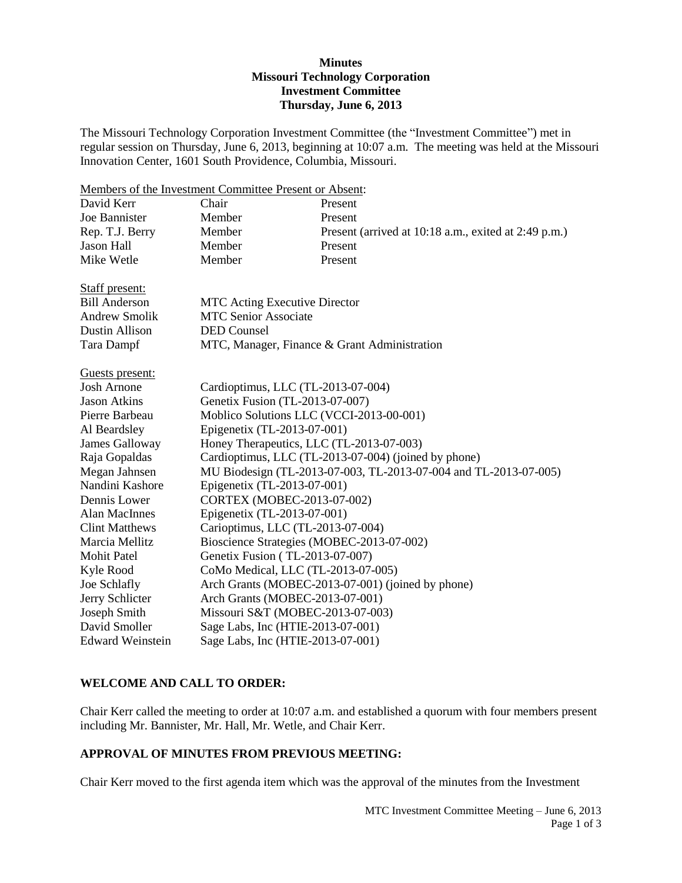**Minutes**
**Missouri Technology Corporation**
**Investment Committee**
**Thursday, June 6, 2013**

The Missouri Technology Corporation Investment Committee (the "Investment Committee") met in regular session on Thursday, June 6, 2013, beginning at 10:07 a.m. The meeting was held at the Missouri Innovation Center, 1601 South Providence, Columbia, Missouri.

Members of the Investment Committee Present or Absent:

| | | |
|---|---|---|
| David Kerr | Chair | Present |
| Joe Bannister | Member | Present |
| Rep. T.J. Berry | Member | Present (arrived at 10:18 a.m., exited at 2:49 p.m.) |
| Jason Hall | Member | Present |
| Mike Wetle | Member | Present |

Staff present:

| | |
|---|---|
| Bill Anderson | MTC Acting Executive Director |
| Andrew Smolik | MTC Senior Associate |
| Dustin Allison | DED Counsel |
| Tara Dampf | MTC, Manager, Finance & Grant Administration |

Guests present:

| | |
|---|---|
| Josh Arnone | Cardioptimus, LLC (TL-2013-07-004) |
| Jason Atkins | Genetix Fusion (TL-2013-07-007) |
| Pierre Barbeau | Moblico Solutions LLC (VCCI-2013-00-001) |
| Al Beardsley | Epigenetix (TL-2013-07-001) |
| James Galloway | Honey Therapeutics, LLC (TL-2013-07-003) |
| Raja Gopaldas | Cardioptimus, LLC (TL-2013-07-004) (joined by phone) |
| Megan Jahnsen | MU Biodesign (TL-2013-07-003, TL-2013-07-004 and TL-2013-07-005) |
| Nandini Kashore | Epigenetix (TL-2013-07-001) |
| Dennis Lower | CORTEX (MOBEC-2013-07-002) |
| Alan MacInnes | Epigenetix (TL-2013-07-001) |
| Clint Matthews | Carioptimus, LLC (TL-2013-07-004) |
| Marcia Mellitz | Bioscience Strategies (MOBEC-2013-07-002) |
| Mohit Patel | Genetix Fusion ( TL-2013-07-007) |
| Kyle Rood | CoMo Medical, LLC (TL-2013-07-005) |
| Joe Schlafly | Arch Grants (MOBEC-2013-07-001) (joined by phone) |
| Jerry Schlicter | Arch Grants (MOBEC-2013-07-001) |
| Joseph Smith | Missouri S&T (MOBEC-2013-07-003) |
| David Smoller | Sage Labs, Inc (HTIE-2013-07-001) |
| Edward Weinstein | Sage Labs, Inc (HTIE-2013-07-001) |

## WELCOME AND CALL TO ORDER:

Chair Kerr called the meeting to order at 10:07 a.m. and established a quorum with four members present including Mr. Bannister, Mr. Hall, Mr. Wetle, and Chair Kerr.

## APPROVAL OF MINUTES FROM PREVIOUS MEETING:

Chair Kerr moved to the first agenda item which was the approval of the minutes from the Investment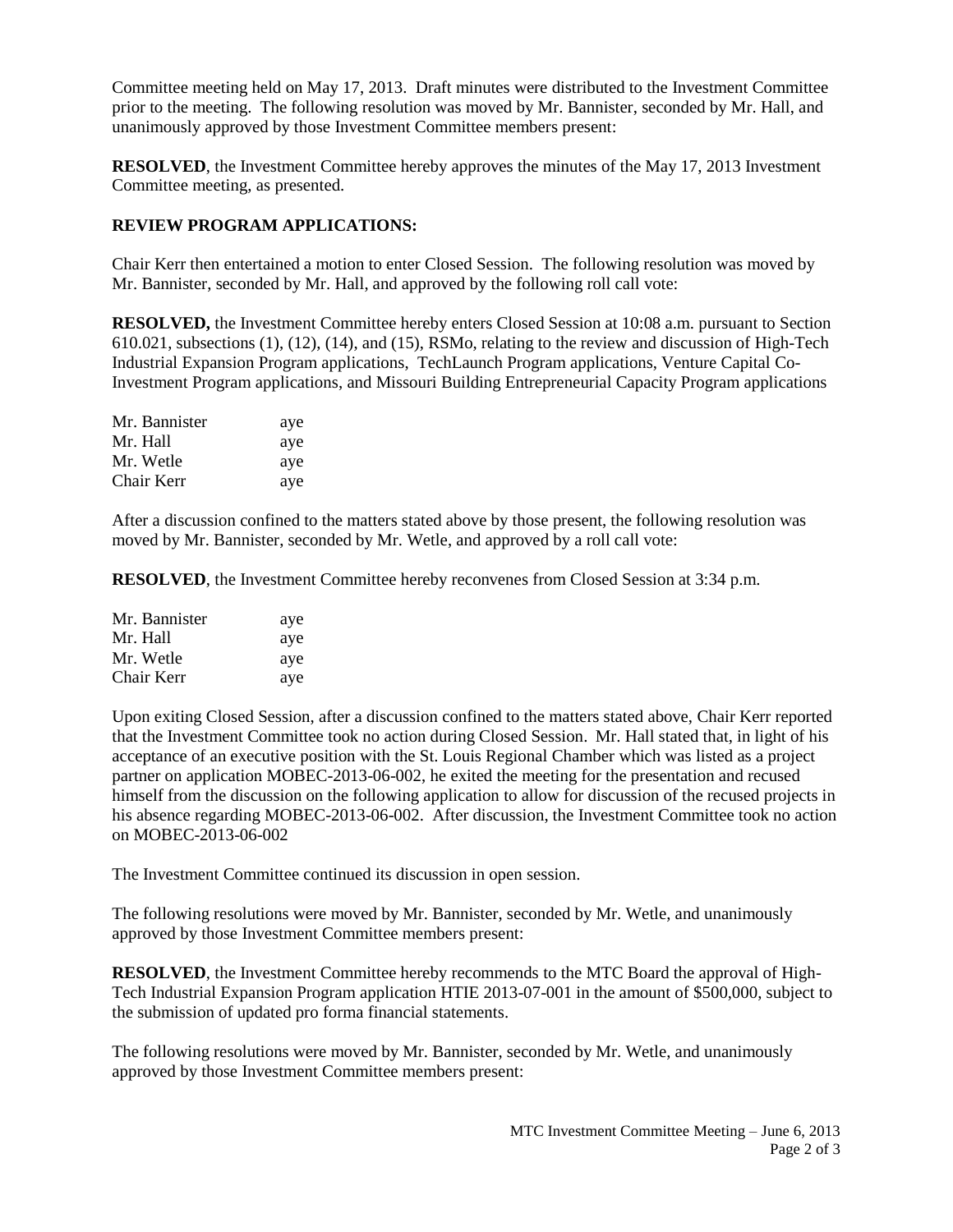Committee meeting held on May 17, 2013. Draft minutes were distributed to the Investment Committee prior to the meeting. The following resolution was moved by Mr. Bannister, seconded by Mr. Hall, and unanimously approved by those Investment Committee members present:

**RESOLVED**, the Investment Committee hereby approves the minutes of the May 17, 2013 Investment Committee meeting, as presented.

**REVIEW PROGRAM APPLICATIONS:**

Chair Kerr then entertained a motion to enter Closed Session. The following resolution was moved by Mr. Bannister, seconded by Mr. Hall, and approved by the following roll call vote:

**RESOLVED,** the Investment Committee hereby enters Closed Session at 10:08 a.m. pursuant to Section 610.021, subsections (1), (12), (14), and (15), RSMo, relating to the review and discussion of High-Tech Industrial Expansion Program applications, TechLaunch Program applications, Venture Capital Co-Investment Program applications, and Missouri Building Entrepreneurial Capacity Program applications

| | |
|---|---|
| Mr. Bannister | aye |
| Mr. Hall | aye |
| Mr. Wetle | aye |
| Chair Kerr | aye |

After a discussion confined to the matters stated above by those present, the following resolution was moved by Mr. Bannister, seconded by Mr. Wetle, and approved by a roll call vote:

**RESOLVED**, the Investment Committee hereby reconvenes from Closed Session at 3:34 p.m.

| | |
|---|---|
| Mr. Bannister | aye |
| Mr. Hall | aye |
| Mr. Wetle | aye |
| Chair Kerr | aye |

Upon exiting Closed Session, after a discussion confined to the matters stated above, Chair Kerr reported that the Investment Committee took no action during Closed Session. Mr. Hall stated that, in light of his acceptance of an executive position with the St. Louis Regional Chamber which was listed as a project partner on application MOBEC-2013-06-002, he exited the meeting for the presentation and recused himself from the discussion on the following application to allow for discussion of the recused projects in his absence regarding MOBEC-2013-06-002. After discussion, the Investment Committee took no action on MOBEC-2013-06-002

The Investment Committee continued its discussion in open session.

The following resolutions were moved by Mr. Bannister, seconded by Mr. Wetle, and unanimously approved by those Investment Committee members present:

**RESOLVED**, the Investment Committee hereby recommends to the MTC Board the approval of High-Tech Industrial Expansion Program application HTIE 2013-07-001 in the amount of $500,000, subject to the submission of updated pro forma financial statements.

The following resolutions were moved by Mr. Bannister, seconded by Mr. Wetle, and unanimously approved by those Investment Committee members present: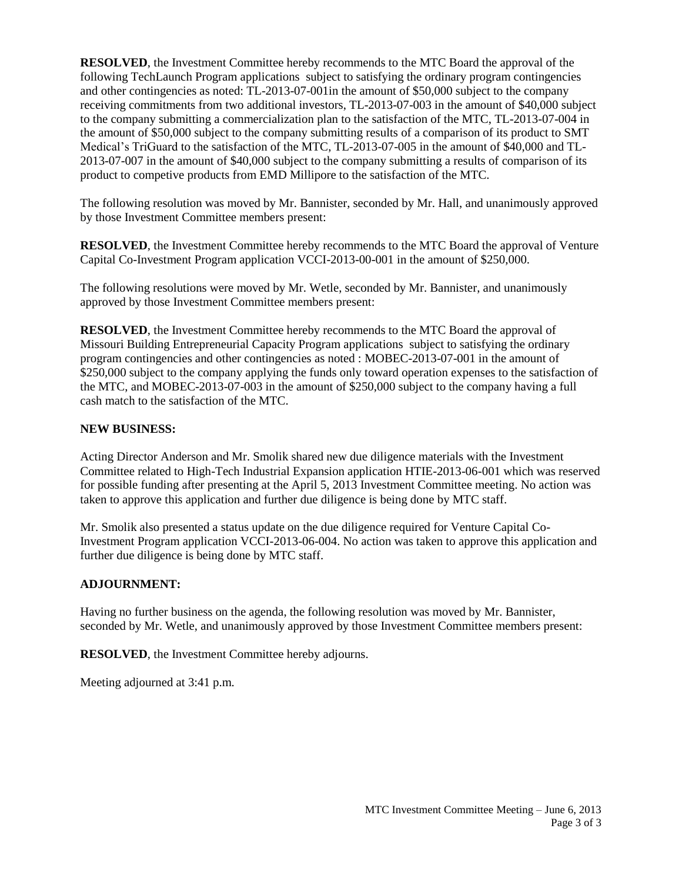**RESOLVED**, the Investment Committee hereby recommends to the MTC Board the approval of the following TechLaunch Program applications subject to satisfying the ordinary program contingencies and other contingencies as noted: TL-2013-07-001in the amount of $50,000 subject to the company receiving commitments from two additional investors, TL-2013-07-003 in the amount of $40,000 subject to the company submitting a commercialization plan to the satisfaction of the MTC, TL-2013-07-004 in the amount of $50,000 subject to the company submitting results of a comparison of its product to SMT Medical's TriGuard to the satisfaction of the MTC, TL-2013-07-005 in the amount of $40,000 and TL-2013-07-007 in the amount of $40,000 subject to the company submitting a results of comparison of its product to competive products from EMD Millipore to the satisfaction of the MTC.

The following resolution was moved by Mr. Bannister, seconded by Mr. Hall, and unanimously approved by those Investment Committee members present:

**RESOLVED**, the Investment Committee hereby recommends to the MTC Board the approval of Venture Capital Co-Investment Program application VCCI-2013-00-001 in the amount of $250,000.

The following resolutions were moved by Mr. Wetle, seconded by Mr. Bannister, and unanimously approved by those Investment Committee members present:

**RESOLVED**, the Investment Committee hereby recommends to the MTC Board the approval of Missouri Building Entrepreneurial Capacity Program applications subject to satisfying the ordinary program contingencies and other contingencies as noted : MOBEC-2013-07-001 in the amount of $250,000 subject to the company applying the funds only toward operation expenses to the satisfaction of the MTC, and MOBEC-2013-07-003 in the amount of $250,000 subject to the company having a full cash match to the satisfaction of the MTC.

**NEW BUSINESS:**

Acting Director Anderson and Mr. Smolik shared new due diligence materials with the Investment Committee related to High-Tech Industrial Expansion application HTIE-2013-06-001 which was reserved for possible funding after presenting at the April 5, 2013 Investment Committee meeting. No action was taken to approve this application and further due diligence is being done by MTC staff.

Mr. Smolik also presented a status update on the due diligence required for Venture Capital Co-Investment Program application VCCI-2013-06-004. No action was taken to approve this application and further due diligence is being done by MTC staff.

**ADJOURNMENT:**

Having no further business on the agenda, the following resolution was moved by Mr. Bannister, seconded by Mr. Wetle, and unanimously approved by those Investment Committee members present:

**RESOLVED**, the Investment Committee hereby adjourns.

Meeting adjourned at 3:41 p.m.